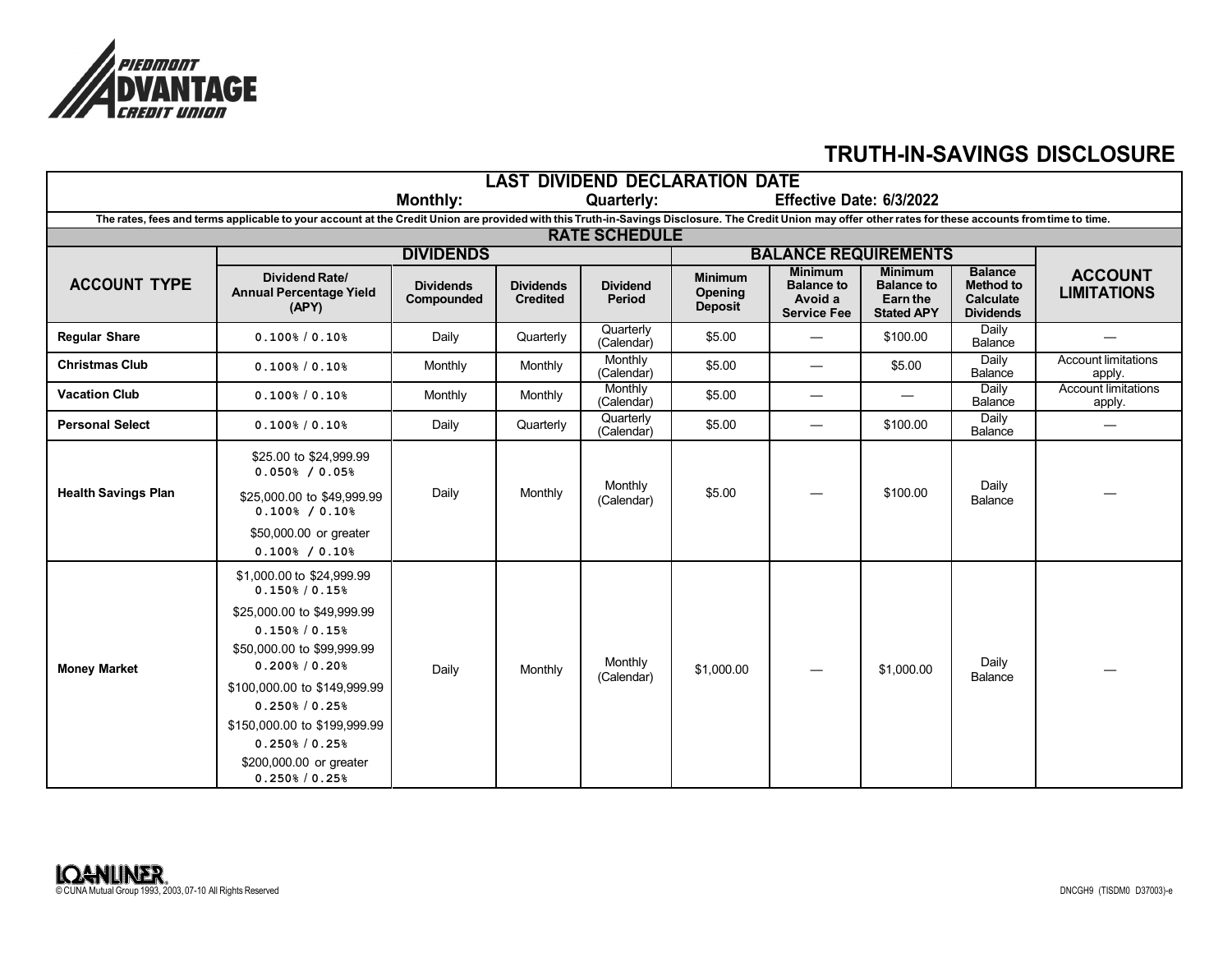PIEDMONT ADVANTAGE CREDIT UNION

# TRUTH-IN-SAVINGS DISCLOSURE

**LAST DIVIDEND DECLARATION DATE**

**Monthly:** **Quarterly:** **Effective Date: 6/3/2022**

**The rates, fees and terms applicable to your account at the Credit Union are provided with this Truth-in-Savings Disclosure. The Credit Union may offer other rates for these accounts from time to time.**

## RATE SCHEDULE

| ACCOUNT TYPE | DIVIDENDS | | | | BALANCE REQUIREMENTS | | | | ACCOUNT LIMITATIONS |
|---|---|---|---|---|---|---|---|---|---|
| | Dividend Rate/ Annual Percentage Yield (APY) | Dividends Compounded | Dividends Credited | Dividend Period | Minimum Opening Deposit | Minimum Balance to Avoid a Service Fee | Minimum Balance to Earn the Stated APY | Balance Method to Calculate Dividends | |
| **Regular Share** | 0.100% / 0.10% | Daily | Quarterly | Quarterly (Calendar) | $5.00 | — | $100.00 | Daily Balance | — |
| **Christmas Club** | 0.100% / 0.10% | Monthly | Monthly | Monthly (Calendar) | $5.00 | — | $5.00 | Daily Balance | Account limitations apply. |
| **Vacation Club** | 0.100% / 0.10% | Monthly | Monthly | Monthly (Calendar) | $5.00 | — | — | Daily Balance | Account limitations apply. |
| **Personal Select** | 0.100% / 0.10% | Daily | Quarterly | Quarterly (Calendar) | $5.00 | — | $100.00 | Daily Balance | — |
| **Health Savings Plan** | $25.00 to $24,999.99 0.050% / 0.05%<br>$25,000.00 to $49,999.99 0.100% / 0.10%<br>$50,000.00 or greater 0.100% / 0.10% | Daily | Monthly | Monthly (Calendar) | $5.00 | — | $100.00 | Daily Balance | — |
| **Money Market** | $1,000.00 to $24,999.99 0.150% / 0.15%<br>$25,000.00 to $49,999.99 0.150% / 0.15%<br>$50,000.00 to $99,999.99 0.200% / 0.20%<br>$100,000.00 to $149,999.99 0.250% / 0.25%<br>$150,000.00 to $199,999.99 0.250% / 0.25%<br>$200,000.00 or greater 0.250% / 0.25% | Daily | Monthly | Monthly (Calendar) | $1,000.00 | — | $1,000.00 | Daily Balance | — |

LOANLINER.
© CUNA Mutual Group 1993, 2003, 07-10 All Rights Reserved

DNCGH9 (TISDM0 D37003)-e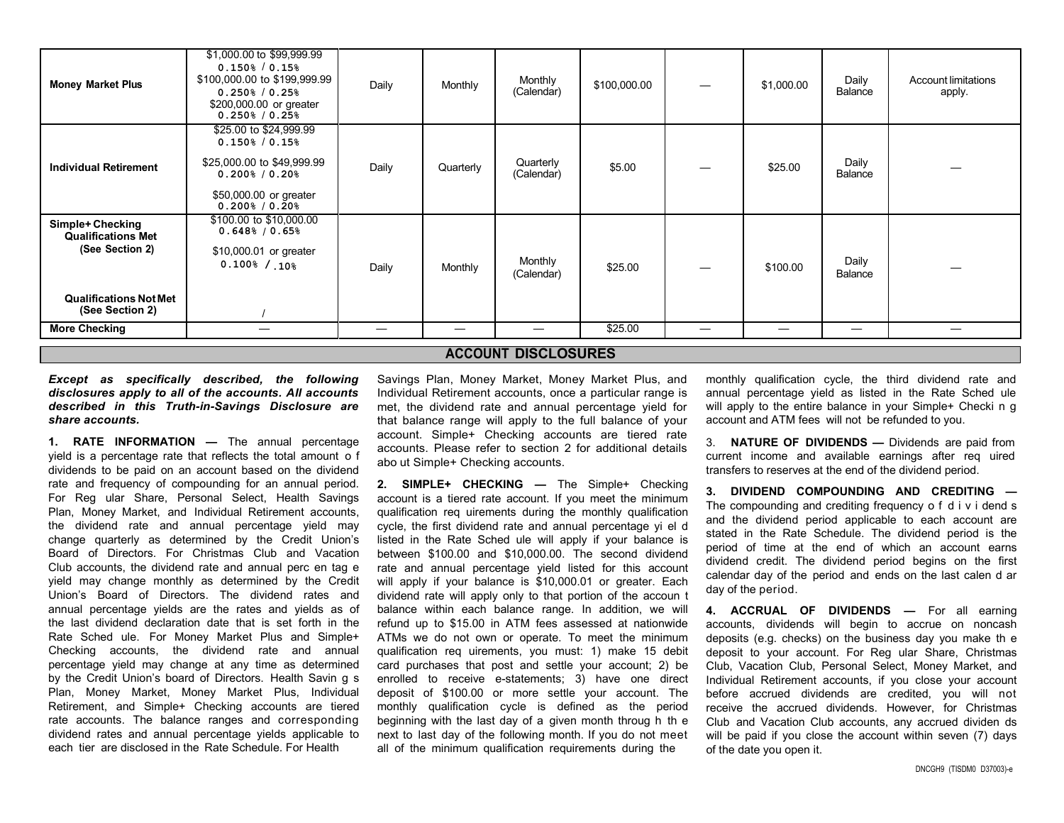| | | | | | | | | | |
|---|---|---|---|---|---|---|---|---|---|
| **Money Market Plus** | \$1,000.00 to \$99,999.99 0.150% / 0.15% \$100,000.00 to \$199,999.99 0.250% / 0.25% \$200,000.00 or greater 0.250% / 0.25% | Daily | Monthly | Monthly (Calendar) | \$100,000.00 | — | \$1,000.00 | Daily Balance | Account limitations apply. |
| **Individual Retirement** | \$25.00 to \$24,999.99 0.150% / 0.15% \$25,000.00 to \$49,999.99 0.200% / 0.20% \$50,000.00 or greater 0.200% / 0.20% | Daily | Quarterly | Quarterly (Calendar) | \$5.00 | — | \$25.00 | Daily Balance | — |
| **Simple+ Checking Qualifications Met (See Section 2)** **Qualifications Not Met (See Section 2)** | \$100.00 to \$10,000.00 0.648% / 0.65% \$10,000.01 or greater 0.100% / .10% / | Daily | Monthly | Monthly (Calendar) | \$25.00 | — | \$100.00 | Daily Balance | — |
| **More Checking** | — | — | — | — | \$25.00 | — | — | — | — |

## ACCOUNT DISCLOSURES

***Except as specifically described, the following disclosures apply to all of the accounts. All accounts described in this Truth-in-Savings Disclosure are share accounts.***

**1. RATE INFORMATION —** The annual percentage yield is a percentage rate that reflects the total amount of dividends to be paid on an account based on the dividend rate and frequency of compounding for an annual period. For Regular Share, Personal Select, Health Savings Plan, Money Market, and Individual Retirement accounts, the dividend rate and annual percentage yield may change quarterly as determined by the Credit Union's Board of Directors. For Christmas Club and Vacation Club accounts, the dividend rate and annual percentage yield may change monthly as determined by the Credit Union's Board of Directors. The dividend rates and annual percentage yields are the rates and yields as of the last dividend declaration date that is set forth in the Rate Schedule. For Money Market Plus and Simple+ Checking accounts, the dividend rate and annual percentage yield may change at any time as determined by the Credit Union's board of Directors. Health Savings Plan, Money Market, Money Market Plus, Individual Retirement, and Simple+ Checking accounts are tiered rate accounts. The balance ranges and corresponding dividend rates and annual percentage yields applicable to each tier are disclosed in the Rate Schedule. For Health Savings Plan, Money Market, Money Market Plus, and Individual Retirement accounts, once a particular range is met, the dividend rate and annual percentage yield for that balance range will apply to the full balance of your account. Simple+ Checking accounts are tiered rate accounts. Please refer to section 2 for additional details about Simple+ Checking accounts.

**2. SIMPLE+ CHECKING —** The Simple+ Checking account is a tiered rate account. If you meet the minimum qualification requirements during the monthly qualification cycle, the first dividend rate and annual percentage yield listed in the Rate Schedule will apply if your balance is between \$100.00 and \$10,000.00. The second dividend rate and annual percentage yield listed for this account will apply if your balance is \$10,000.01 or greater. Each dividend rate will apply only to that portion of the account balance within each balance range. In addition, we will refund up to \$15.00 in ATM fees assessed at nationwide ATMs we do not own or operate. To meet the minimum qualification requirements, you must: 1) make 15 debit card purchases that post and settle your account; 2) be enrolled to receive e-statements; 3) have one direct deposit of \$100.00 or more settle your account. The monthly qualification cycle is defined as the period beginning with the last day of a given month through the next to last day of the following month. If you do not meet all of the minimum qualification requirements during the monthly qualification cycle, the third dividend rate and annual percentage yield as listed in the Rate Schedule will apply to the entire balance in your Simple+ Checking account and ATM fees will not be refunded to you.

3. **NATURE OF DIVIDENDS —** Dividends are paid from current income and available earnings after required transfers to reserves at the end of the dividend period.

**3. DIVIDEND COMPOUNDING AND CREDITING —** The compounding and crediting frequency of dividends and the dividend period applicable to each account are stated in the Rate Schedule. The dividend period is the period of time at the end of which an account earns dividend credit. The dividend period begins on the first calendar day of the period and ends on the last calendar day of the period.

**4. ACCRUAL OF DIVIDENDS —** For all earning accounts, dividends will begin to accrue on noncash deposits (e.g. checks) on the business day you make the deposit to your account. For Regular Share, Christmas Club, Vacation Club, Personal Select, Money Market, and Individual Retirement accounts, if you close your account before accrued dividends are credited, you will not receive the accrued dividends. However, for Christmas Club and Vacation Club accounts, any accrued dividends will be paid if you close the account within seven (7) days of the date you open it.

DNCGH9 (TISDM0 D37003)-e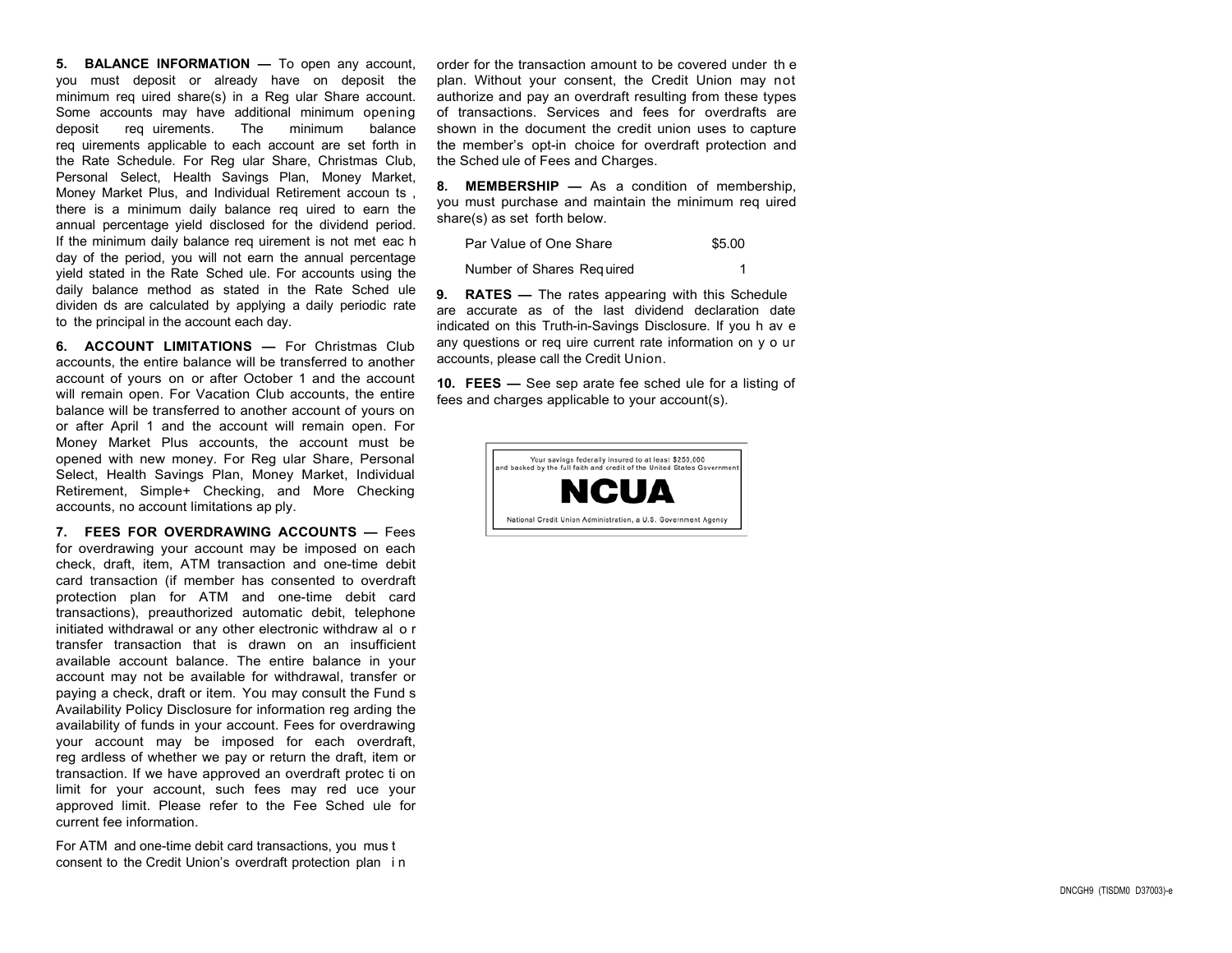**5. BALANCE INFORMATION —** To open any account, you must deposit or already have on deposit the minimum required share(s) in a Regular Share account. Some accounts may have additional minimum opening deposit requirements. The minimum balance requirements applicable to each account are set forth in the Rate Schedule. For Regular Share, Christmas Club, Personal Select, Health Savings Plan, Money Market, Money Market Plus, and Individual Retirement accounts, there is a minimum daily balance required to earn the annual percentage yield disclosed for the dividend period. If the minimum daily balance requirement is not met each day of the period, you will not earn the annual percentage yield stated in the Rate Schedule. For accounts using the daily balance method as stated in the Rate Schedule dividends are calculated by applying a daily periodic rate to the principal in the account each day.

**6. ACCOUNT LIMITATIONS —** For Christmas Club accounts, the entire balance will be transferred to another account of yours on or after October 1 and the account will remain open. For Vacation Club accounts, the entire balance will be transferred to another account of yours on or after April 1 and the account will remain open. For Money Market Plus accounts, the account must be opened with new money. For Regular Share, Personal Select, Health Savings Plan, Money Market, Individual Retirement, Simple+ Checking, and More Checking accounts, no account limitations apply.

**7. FEES FOR OVERDRAWING ACCOUNTS —** Fees for overdrawing your account may be imposed on each check, draft, item, ATM transaction and one-time debit card transaction (if member has consented to overdraft protection plan for ATM and one-time debit card transactions), preauthorized automatic debit, telephone initiated withdrawal or any other electronic withdrawal or transfer transaction that is drawn on an insufficient available account balance. The entire balance in your account may not be available for withdrawal, transfer or paying a check, draft or item. You may consult the Funds Availability Policy Disclosure for information regarding the availability of funds in your account. Fees for overdrawing your account may be imposed for each overdraft, regardless of whether we pay or return the draft, item or transaction. If we have approved an overdraft protection limit for your account, such fees may reduce your approved limit. Please refer to the Fee Schedule for current fee information.

For ATM and one-time debit card transactions, you must consent to the Credit Union's overdraft protection plan in order for the transaction amount to be covered under the plan. Without your consent, the Credit Union may not authorize and pay an overdraft resulting from these types of transactions. Services and fees for overdrafts are shown in the document the credit union uses to capture the member's opt-in choice for overdraft protection and the Schedule of Fees and Charges.

**8. MEMBERSHIP —** As a condition of membership, you must purchase and maintain the minimum required share(s) as set forth below.

| | |
|---|---|
| Par Value of One Share | $5.00 |
| Number of Shares Required | 1 |

**9. RATES —** The rates appearing with this Schedule are accurate as of the last dividend declaration date indicated on this Truth-in-Savings Disclosure. If you have any questions or require current rate information on your accounts, please call the Credit Union.

**10. FEES —** See separate fee schedule for a listing of fees and charges applicable to your account(s).

Your savings federally insured to at least $250,000 and backed by the full faith and credit of the United States Government

NCUA

National Credit Union Administration, a U.S. Government Agency

DNCGH9 (TISDM0 D37003)-e